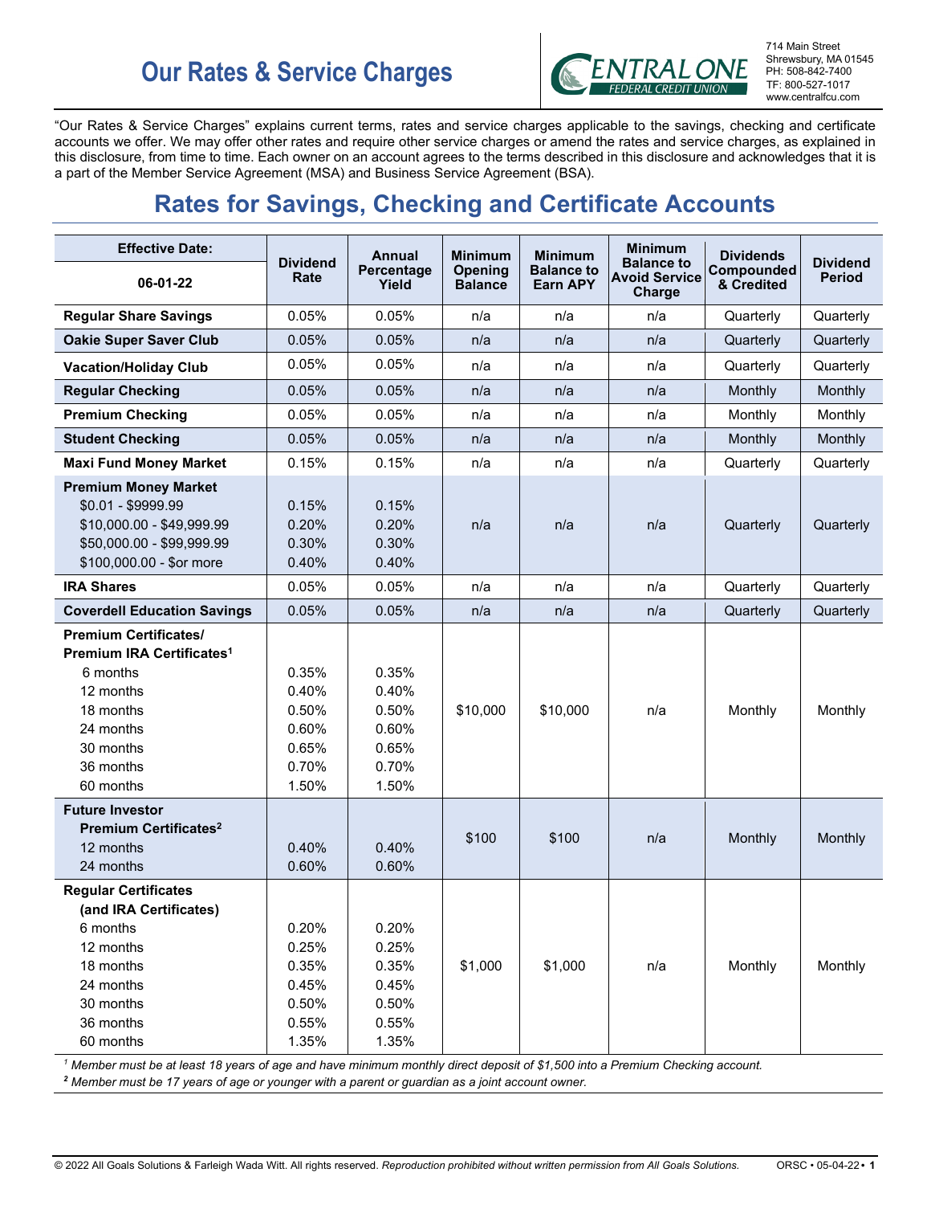# Our Rates & Service Charges

**CENTRAL ONE FEDERAL CREDIT UNION**

714 Main Street
Shrewsbury, MA 01545
PH: 508-842-7400
TF: 800-527-1017
www.centralfcu.com

"Our Rates & Service Charges" explains current terms, rates and service charges applicable to the savings, checking and certificate accounts we offer. We may offer other rates and require other service charges or amend the rates and service charges, as explained in this disclosure, from time to time. Each owner on an account agrees to the terms described in this disclosure and acknowledges that it is a part of the Member Service Agreement (MSA) and Business Service Agreement (BSA).

## Rates for Savings, Checking and Certificate Accounts

| Effective Date: 06-01-22 | Dividend Rate | Annual Percentage Yield | Minimum Opening Balance | Minimum Balance to Earn APY | Minimum Balance to Avoid Service Charge | Dividends Compounded & Credited | Dividend Period |
|---|---|---|---|---|---|---|---|
| **Regular Share Savings** | 0.05% | 0.05% | n/a | n/a | n/a | Quarterly | Quarterly |
| **Oakie Super Saver Club** | 0.05% | 0.05% | n/a | n/a | n/a | Quarterly | Quarterly |
| **Vacation/Holiday Club** | 0.05% | 0.05% | n/a | n/a | n/a | Quarterly | Quarterly |
| **Regular Checking** | 0.05% | 0.05% | n/a | n/a | n/a | Monthly | Monthly |
| **Premium Checking** | 0.05% | 0.05% | n/a | n/a | n/a | Monthly | Monthly |
| **Student Checking** | 0.05% | 0.05% | n/a | n/a | n/a | Monthly | Monthly |
| **Maxi Fund Money Market** | 0.15% | 0.15% | n/a | n/a | n/a | Quarterly | Quarterly |
| **Premium Money Market** | | | n/a | n/a | n/a | Quarterly | Quarterly |
| $0.01 - $9999.99 | 0.15% | 0.15% | | | | | |
| $10,000.00 - $49,999.99 | 0.20% | 0.20% | | | | | |
| $50,000.00 - $99,999.99 | 0.30% | 0.30% | | | | | |
| $100,000.00 - $or more | 0.40% | 0.40% | | | | | |
| **IRA Shares** | 0.05% | 0.05% | n/a | n/a | n/a | Quarterly | Quarterly |
| **Coverdell Education Savings** | 0.05% | 0.05% | n/a | n/a | n/a | Quarterly | Quarterly |
| **Premium Certificates/ Premium IRA Certificates**[1] | | | $10,000 | $10,000 | n/a | Monthly | Monthly |
| 6 months | 0.35% | 0.35% | | | | | |
| 12 months | 0.40% | 0.40% | | | | | |
| 18 months | 0.50% | 0.50% | | | | | |
| 24 months | 0.60% | 0.60% | | | | | |
| 30 months | 0.65% | 0.65% | | | | | |
| 36 months | 0.70% | 0.70% | | | | | |
| 60 months | 1.50% | 1.50% | | | | | |
| **Future Investor Premium Certificates**[2] | | | $100 | $100 | n/a | Monthly | Monthly |
| 12 months | 0.40% | 0.40% | | | | | |
| 24 months | 0.60% | 0.60% | | | | | |
| **Regular Certificates (and IRA Certificates)** | | | $1,000 | $1,000 | n/a | Monthly | Monthly |
| 6 months | 0.20% | 0.20% | | | | | |
| 12 months | 0.25% | 0.25% | | | | | |
| 18 months | 0.35% | 0.35% | | | | | |
| 24 months | 0.45% | 0.45% | | | | | |
| 30 months | 0.50% | 0.50% | | | | | |
| 36 months | 0.55% | 0.55% | | | | | |
| 60 months | 1.35% | 1.35% | | | | | |

*[1] Member must be at least 18 years of age and have minimum monthly direct deposit of $1,500 into a Premium Checking account.*

*[2] Member must be 17 years of age or younger with a parent or guardian as a joint account owner.*

© 2022 All Goals Solutions & Farleigh Wada Witt. All rights reserved. *Reproduction prohibited without written permission from All Goals Solutions.* ORSC • 05-04-22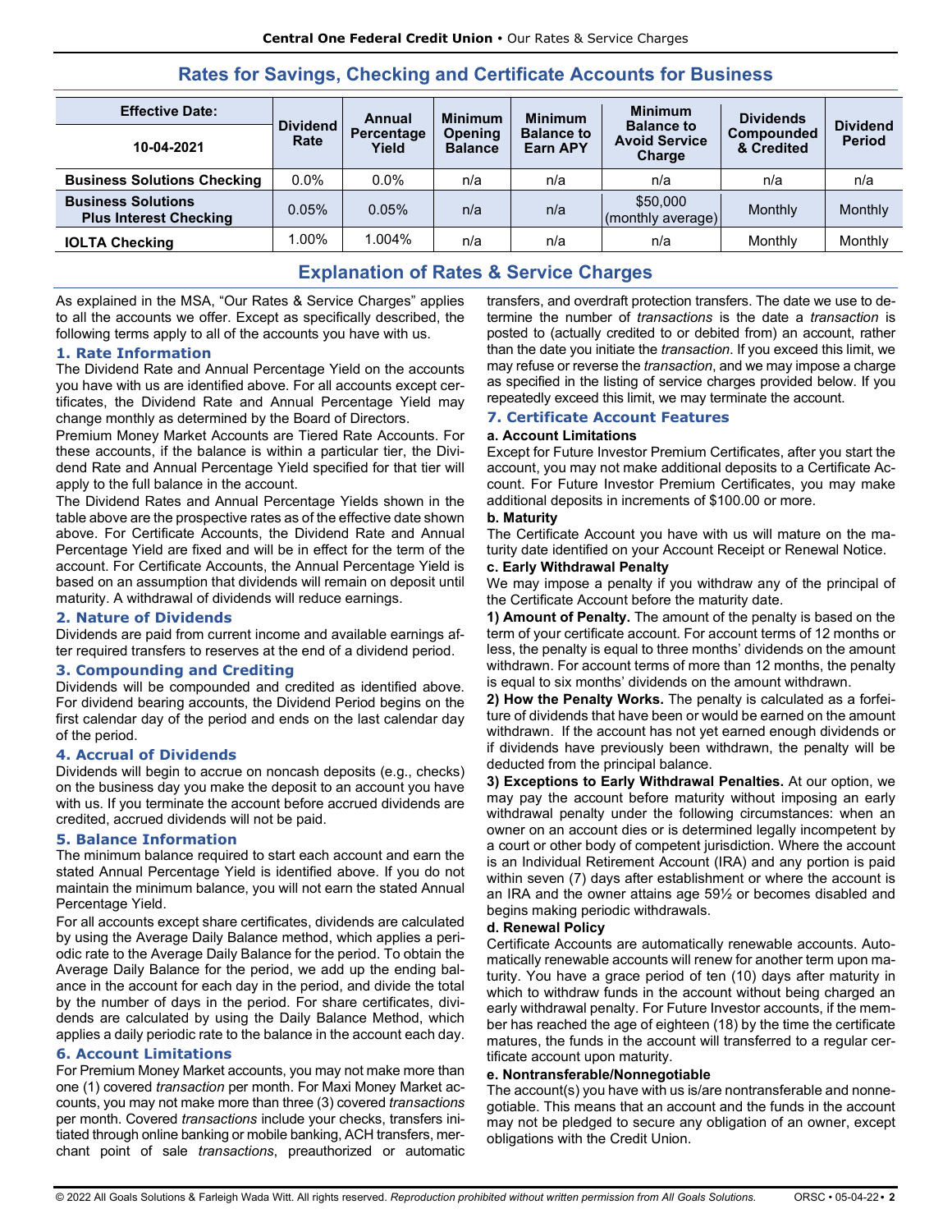## Rates for Savings, Checking and Certificate Accounts for Business

| Effective Date: 10-04-2021 | Dividend Rate | Annual Percentage Yield | Minimum Opening Balance | Minimum Balance to Earn APY | Minimum Balance to Avoid Service Charge | Dividends Compounded & Credited | Dividend Period |
|---|---|---|---|---|---|---|---|
| **Business Solutions Checking** | 0.0% | 0.0% | n/a | n/a | n/a | n/a | n/a |
| **Business Solutions Plus Interest Checking** | 0.05% | 0.05% | n/a | n/a | $50,000 (monthly average) | Monthly | Monthly |
| **IOLTA Checking** | 1.00% | 1.004% | n/a | n/a | n/a | Monthly | Monthly |

## Explanation of Rates & Service Charges

As explained in the MSA, "Our Rates & Service Charges" applies to all the accounts we offer. Except as specifically described, the following terms apply to all of the accounts you have with us.

### 1. Rate Information

The Dividend Rate and Annual Percentage Yield on the accounts you have with us are identified above. For all accounts except certificates, the Dividend Rate and Annual Percentage Yield may change monthly as determined by the Board of Directors.

Premium Money Market Accounts are Tiered Rate Accounts. For these accounts, if the balance is within a particular tier, the Dividend Rate and Annual Percentage Yield specified for that tier will apply to the full balance in the account.

The Dividend Rates and Annual Percentage Yields shown in the table above are the prospective rates as of the effective date shown above. For Certificate Accounts, the Dividend Rate and Annual Percentage Yield are fixed and will be in effect for the term of the account. For Certificate Accounts, the Annual Percentage Yield is based on an assumption that dividends will remain on deposit until maturity. A withdrawal of dividends will reduce earnings.

### 2. Nature of Dividends

Dividends are paid from current income and available earnings after required transfers to reserves at the end of a dividend period.

### 3. Compounding and Crediting

Dividends will be compounded and credited as identified above. For dividend bearing accounts, the Dividend Period begins on the first calendar day of the period and ends on the last calendar day of the period.

### 4. Accrual of Dividends

Dividends will begin to accrue on noncash deposits (e.g., checks) on the business day you make the deposit to an account you have with us. If you terminate the account before accrued dividends are credited, accrued dividends will not be paid.

### 5. Balance Information

The minimum balance required to start each account and earn the stated Annual Percentage Yield is identified above. If you do not maintain the minimum balance, you will not earn the stated Annual Percentage Yield.

For all accounts except share certificates, dividends are calculated by using the Average Daily Balance method, which applies a periodic rate to the Average Daily Balance for the period. To obtain the Average Daily Balance for the period, we add up the ending balance in the account for each day in the period, and divide the total by the number of days in the period. For share certificates, dividends are calculated by using the Daily Balance Method, which applies a daily periodic rate to the balance in the account each day.

### 6. Account Limitations

For Premium Money Market accounts, you may not make more than one (1) covered *transaction* per month. For Maxi Money Market accounts, you may not make more than three (3) covered *transactions* per month. Covered *transactions* include your checks, transfers initiated through online banking or mobile banking, ACH transfers, merchant point of sale *transactions*, preauthorized or automatic transfers, and overdraft protection transfers. The date we use to determine the number of *transactions* is the date a *transaction* is posted to (actually credited to or debited from) an account, rather than the date you initiate the *transaction*. If you exceed this limit, we may refuse or reverse the *transaction*, and we may impose a charge as specified in the listing of service charges provided below. If you repeatedly exceed this limit, we may terminate the account.

### 7. Certificate Account Features

**a. Account Limitations**

Except for Future Investor Premium Certificates, after you start the account, you may not make additional deposits to a Certificate Account. For Future Investor Premium Certificates, you may make additional deposits in increments of $100.00 or more.

**b. Maturity**

The Certificate Account you have with us will mature on the maturity date identified on your Account Receipt or Renewal Notice.

**c. Early Withdrawal Penalty**

We may impose a penalty if you withdraw any of the principal of the Certificate Account before the maturity date.

**1) Amount of Penalty.** The amount of the penalty is based on the term of your certificate account. For account terms of 12 months or less, the penalty is equal to three months' dividends on the amount withdrawn. For account terms of more than 12 months, the penalty is equal to six months' dividends on the amount withdrawn.

**2) How the Penalty Works.** The penalty is calculated as a forfeiture of dividends that have been or would be earned on the amount withdrawn. If the account has not yet earned enough dividends or if dividends have previously been withdrawn, the penalty will be deducted from the principal balance.

**3) Exceptions to Early Withdrawal Penalties.** At our option, we may pay the account before maturity without imposing an early withdrawal penalty under the following circumstances: when an owner on an account dies or is determined legally incompetent by a court or other body of competent jurisdiction. Where the account is an Individual Retirement Account (IRA) and any portion is paid within seven (7) days after establishment or where the account is an IRA and the owner attains age 59½ or becomes disabled and begins making periodic withdrawals.

**d. Renewal Policy**

Certificate Accounts are automatically renewable accounts. Automatically renewable accounts will renew for another term upon maturity. You have a grace period of ten (10) days after maturity in which to withdraw funds in the account without being charged an early withdrawal penalty. For Future Investor accounts, if the member has reached the age of eighteen (18) by the time the certificate matures, the funds in the account will transferred to a regular certificate account upon maturity.

**e. Nontransferable/Nonnegotiable**

The account(s) you have with us is/are nontransferable and nonnegotiable. This means that an account and the funds in the account may not be pledged to secure any obligation of an owner, except obligations with the Credit Union.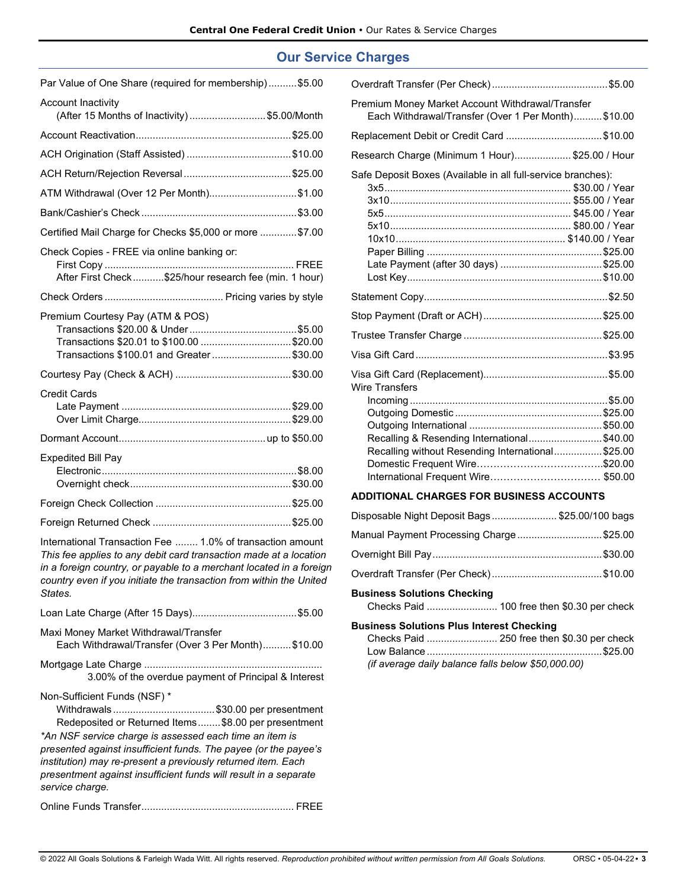## Our Service Charges

Par Value of One Share (required for membership) .......... $5.00

Account Inactivity
(After 15 Months of Inactivity) .......................... $5.00/Month

Account Reactivation ....................................................... $25.00

ACH Origination (Staff Assisted) ..................................... $10.00

ACH Return/Rejection Reversal ...................................... $25.00

ATM Withdrawal (Over 12 Per Month) ............................... $1.00

Bank/Cashier's Check ....................................................... $3.00

Certified Mail Charge for Checks $5,000 or more ............. $7.00

Check Copies - FREE via online banking or:
First Copy .................................................................. FREE
After First Check ........... $25/hour research fee (min. 1 hour)

Check Orders ........................................... Pricing varies by style

Premium Courtesy Pay (ATM & POS)
Transactions $20.00 & Under ..................................... $5.00
Transactions $20.01 to $100.00 ................................ $20.00
Transactions $100.01 and Greater ............................ $30.00

Courtesy Pay (Check & ACH) ......................................... $30.00

Credit Cards
Late Payment ............................................................ $29.00
Over Limit Charge ...................................................... $29.00

Dormant Account .................................................. up to $50.00

Expedited Bill Pay
Electronic ..................................................................... $8.00
Overnight check ......................................................... $30.00

Foreign Check Collection ................................................ $25.00

Foreign Returned Check ................................................. $25.00

International Transaction Fee ........ 1.0% of transaction amount
*This fee applies to any debit card transaction made at a location in a foreign country, or payable to a merchant located in a foreign country even if you initiate the transaction from within the United States.*

Loan Late Charge (After 15 Days) ..................................... $5.00

Maxi Money Market Withdrawal/Transfer
Each Withdrawal/Transfer (Over 3 Per Month) .......... $10.00

Mortgage Late Charge ..............................................................
3.00% of the overdue payment of Principal & Interest

Non-Sufficient Funds (NSF) *
Withdrawals .................................... $30.00 per presentment
Redeposited or Returned Items ........ $8.00 per presentment

*\*An NSF service charge is assessed each time an item is presented against insufficient funds. The payee (or the payee's institution) may re-present a previously returned item. Each presentment against insufficient funds will result in a separate service charge.*

Online Funds Transfer ...................................................... FREE

Overdraft Transfer (Per Check) ......................................... $5.00

Premium Money Market Account Withdrawal/Transfer
Each Withdrawal/Transfer (Over 1 Per Month) .......... $10.00

Replacement Debit or Credit Card .................................. $10.00

Research Charge (Minimum 1 Hour) .................... $25.00 / Hour

Safe Deposit Boxes (Available in all full-service branches):
3x5 ................................................................. $30.00 / Year
3x10 ............................................................... $55.00 / Year
5x5 ................................................................. $45.00 / Year
5x10 ............................................................... $80.00 / Year
10x10 ........................................................... $140.00 / Year
Paper Billing ............................................................. $25.00
Late Payment (after 30 days) .................................... $25.00
Lost Key ..................................................................... $10.00

Statement Copy ................................................................. $2.50

Stop Payment (Draft or ACH) .......................................... $25.00

Trustee Transfer Charge ................................................. $25.00

Visa Gift Card .................................................................... $3.95

Visa Gift Card (Replacement) ............................................ $5.00

Wire Transfers
Incoming ...................................................................... $5.00
Outgoing Domestic .................................................... $25.00
Outgoing International ............................................... $50.00
Recalling & Resending International .......................... $40.00
Recalling without Resending International ................. $25.00
Domestic Frequent Wire ............................................ $20.00
International Frequent Wire ....................................... $50.00

### ADDITIONAL CHARGES FOR BUSINESS ACCOUNTS

Disposable Night Deposit Bags ....................... $25.00/100 bags

Manual Payment Processing Charge .............................. $25.00

Overnight Bill Pay ............................................................ $30.00

Overdraft Transfer (Per Check) ....................................... $10.00

**Business Solutions Checking**
Checks Paid ......................... 100 free then $0.30 per check

**Business Solutions Plus Interest Checking**
Checks Paid ......................... 250 free then $0.30 per check
Low Balance .............................................................. $25.00
*(if average daily balance falls below $50,000.00)*